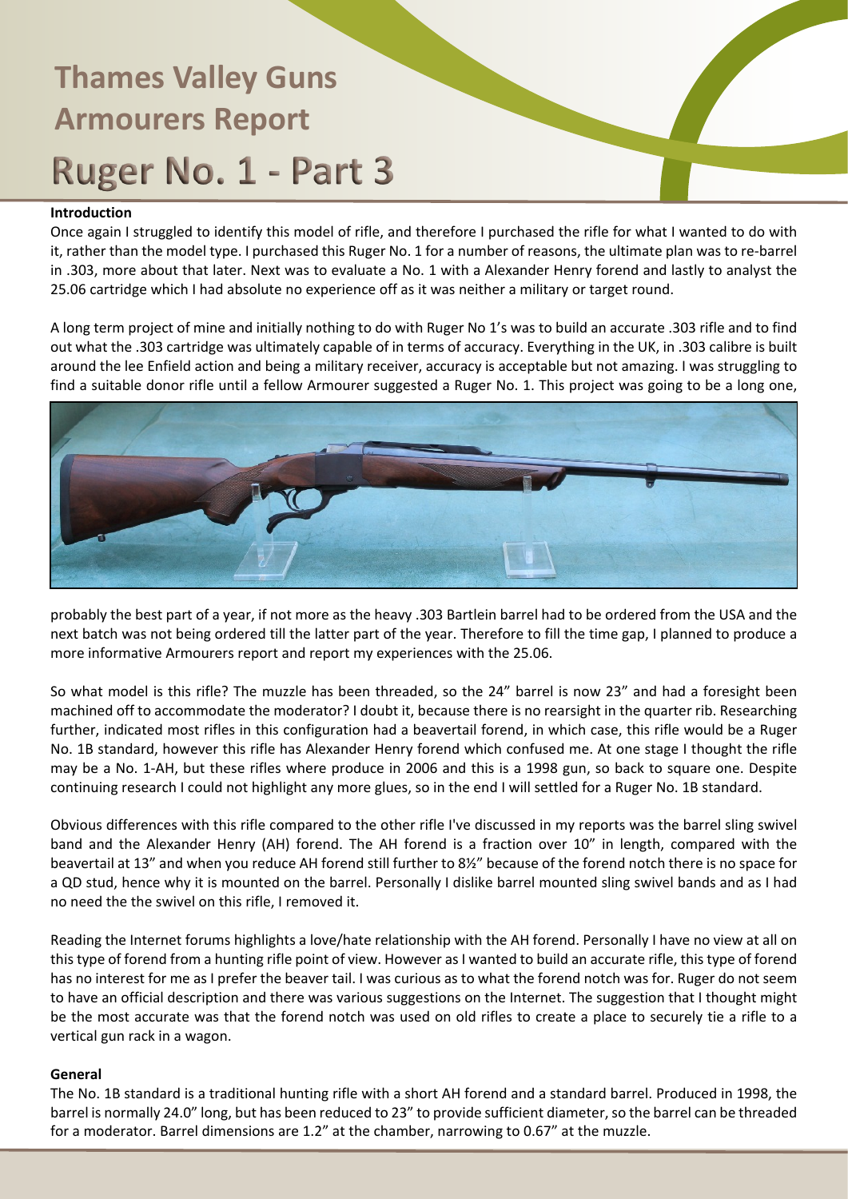# Thames Valley Guns Armourers Report

# Ruger No. 1 - Part 3

### Introduction

Once again I struggled to identify this model of rifle, and therefore I purchased the rifle for what I wanted to do with it, rather than the model type. I purchased this Ruger No. 1 for a number of reasons, the ultimate plan was to re-barrel in .303, more about that later. Next was to evaluate a No. 1 with a Alexander Henry forend and lastly to analyst the 25.06 cartridge which I had absolute no experience off as it was neither a military or target round.

A long term project of mine and initially nothing to do with Ruger No 1's was to build an accurate .303 rifle and to find out what the .303 cartridge was ultimately capable of in terms of accuracy. Everything in the UK, in .303 calibre is built around the lee Enfield action and being a military receiver, accuracy is acceptable but not amazing. I was struggling to find a suitable donor rifle until a fellow Armourer suggested a Ruger No. 1. This project was going to be a long one, probably the best part of a year, if not more as the heavy .303 Bartlein barrel had to be ordered from the USA and the next batch was not being ordered till the latter part of the year. Therefore to fill the time gap, I planned to produce a more informative Armourers report and report my experiences with the 25.06.

So what model is this rifle? The muzzle has been threaded, so the 24" barrel is now 23" and had a foresight been machined off to accommodate the moderator? I doubt it, because there is no rearsight in the quarter rib. Researching further, indicated most rifles in this configuration had a beavertail forend, in which case, this rifle would be a Ruger No. 1B standard, however this rifle has Alexander Henry forend which confused me. At one stage I thought the rifle may be a No. 1-AH, but these rifles where produce in 2006 and this is a 1998 gun, so back to square one. Despite continuing research I could not highlight any more glues, so in the end I will settled for a Ruger No. 1B standard.

Obvious differences with this rifle compared to the other rifle I've discussed in my reports was the barrel sling swivel band and the Alexander Henry (AH) forend. The AH forend is a fraction over 10" in length, compared with the beavertail at 13" and when you reduce AH forend still further to 8½" because of the forend notch there is no space for a QD stud, hence why it is mounted on the barrel. Personally I dislike barrel mounted sling swivel bands and as I had no need the the swivel on this rifle, I removed it.

Reading the Internet forums highlights a love/hate relationship with the AH forend. Personally I have no view at all on this type of forend from a hunting rifle point of view. However as I wanted to build an accurate rifle, this type of forend has no interest for me as I prefer the beaver tail. I was curious as to what the forend notch was for. Ruger do not seem to have an official description and there was various suggestions on the Internet. The suggestion that I thought might be the most accurate was that the forend notch was used on old rifles to create a place to securely tie a rifle to a vertical gun rack in a wagon.

### General

The No. 1B standard is a traditional hunting rifle with a short AH forend and a standard barrel. Produced in 1998, the barrel is normally 24.0" long, but has been reduced to 23" to provide sufficient diameter, so the barrel can be threaded for a moderator. Barrel dimensions are 1.2" at the chamber, narrowing to 0.67" at the muzzle.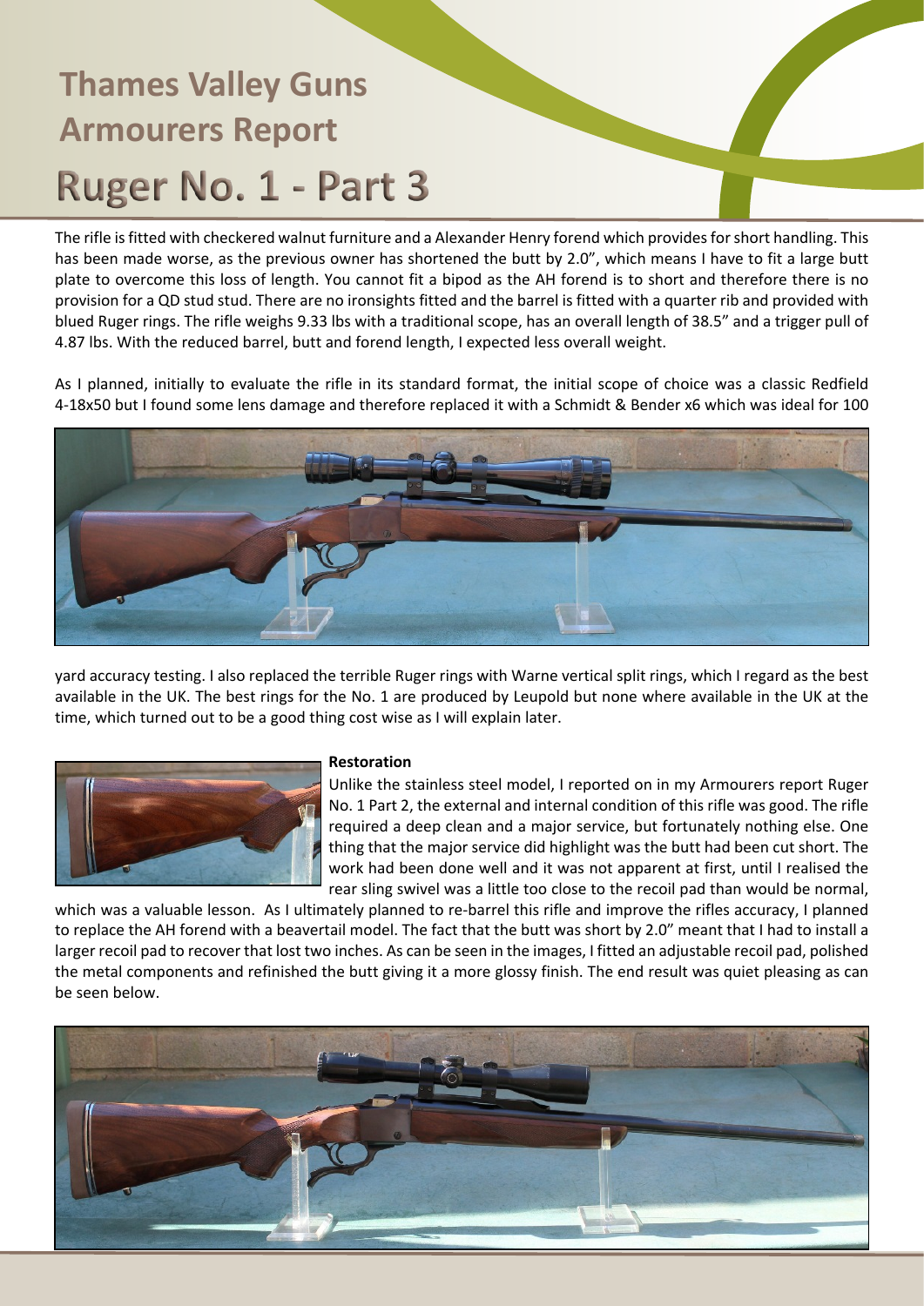# Thames Valley Guns Armourers Report

# Ruger No. 1 - Part 3

The rifle is fitted with checkered walnut furniture and a Alexander Henry forend which provides for short handling. This has been made worse, as the previous owner has shortened the butt by 2.0", which means I have to fit a large butt plate to overcome this loss of length. You cannot fit a bipod as the AH forend is to short and therefore there is no provision for a QD stud stud. There are no ironsights fitted and the barrel is fitted with a quarter rib and provided with blued Ruger rings. The rifle weighs 9.33 lbs with a traditional scope, has an overall length of 38.5" and a trigger pull of 4.87 lbs. With the reduced barrel, butt and forend length, I expected less overall weight.

As I planned, initially to evaluate the rifle in its standard format, the initial scope of choice was a classic Redfield 4-18x50 but I found some lens damage and therefore replaced it with a Schmidt & Bender x6 which was ideal for 100 yard accuracy testing. I also replaced the terrible Ruger rings with Warne vertical split rings, which I regard as the best available in the UK. The best rings for the No. 1 are produced by Leupold but none where available in the UK at the time, which turned out to be a good thing cost wise as I will explain later.

**Restoration**

Unlike the stainless steel model, I reported on in my Armourers report Ruger No. 1 Part 2, the external and internal condition of this rifle was good. The rifle required a deep clean and a major service, but fortunately nothing else. One thing that the major service did highlight was the butt had been cut short. The work had been done well and it was not apparent at first, until I realised the rear sling swivel was a little too close to the recoil pad than would be normal, which was a valuable lesson. As I ultimately planned to re-barrel this rifle and improve the rifles accuracy, I planned to replace the AH forend with a beavertail model. The fact that the butt was short by 2.0" meant that I had to install a larger recoil pad to recover that lost two inches. As can be seen in the images, I fitted an adjustable recoil pad, polished the metal components and refinished the butt giving it a more glossy finish. The end result was quiet pleasing as can be seen below.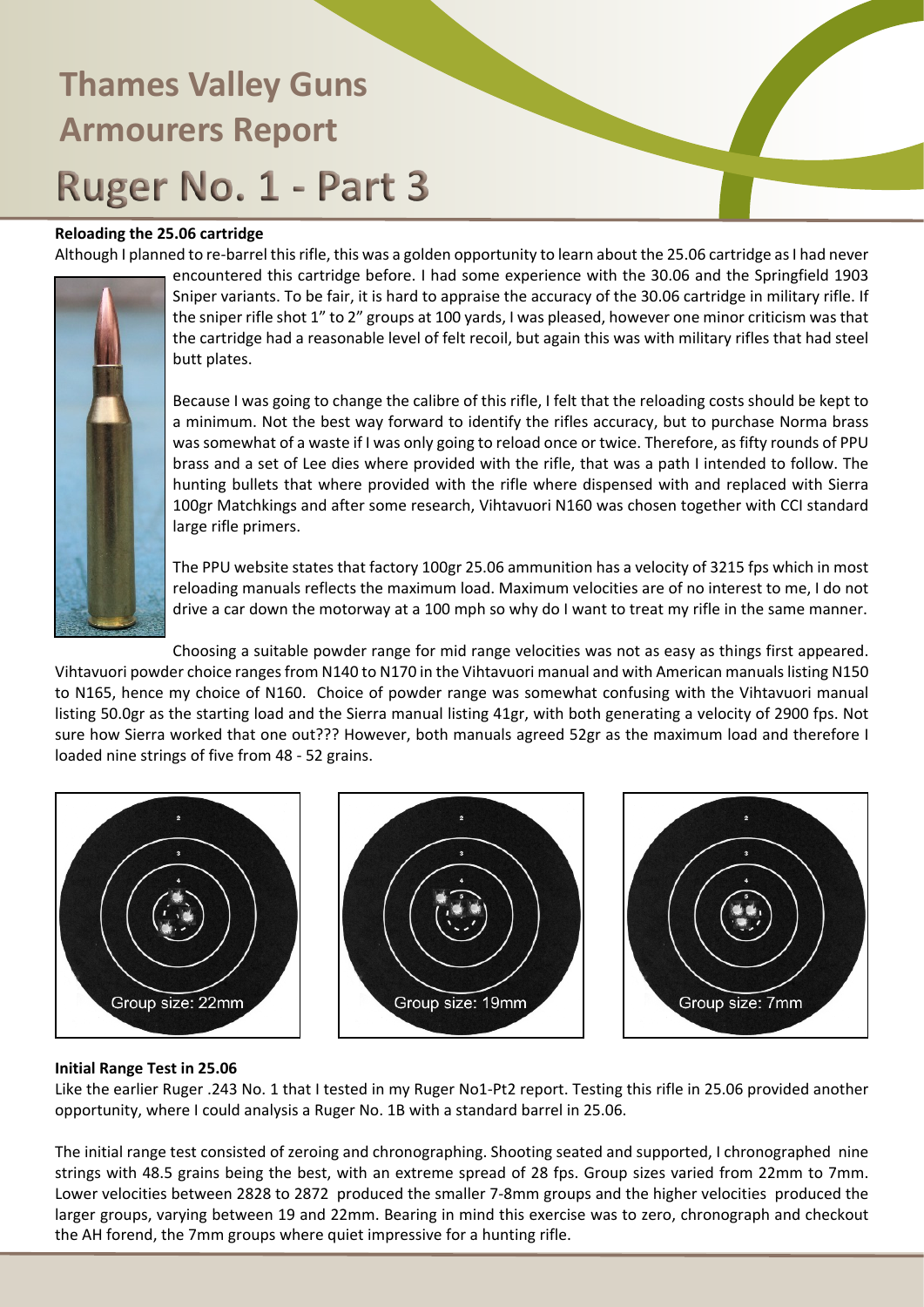# Thames Valley Guns Armourers Report

# Ruger No. 1 - Part 3

**Reloading the 25.06 cartridge**

Although I planned to re-barrel this rifle, this was a golden opportunity to learn about the 25.06 cartridge as I had never encountered this cartridge before. I had some experience with the 30.06 and the Springfield 1903 Sniper variants. To be fair, it is hard to appraise the accuracy of the 30.06 cartridge in military rifle. If the sniper rifle shot 1" to 2" groups at 100 yards, I was pleased, however one minor criticism was that the cartridge had a reasonable level of felt recoil, but again this was with military rifles that had steel butt plates.

Because I was going to change the calibre of this rifle, I felt that the reloading costs should be kept to a minimum. Not the best way forward to identify the rifles accuracy, but to purchase Norma brass was somewhat of a waste if I was only going to reload once or twice. Therefore, as fifty rounds of PPU brass and a set of Lee dies where provided with the rifle, that was a path I intended to follow. The hunting bullets that where provided with the rifle where dispensed with and replaced with Sierra 100gr Matchkings and after some research, Vihtavuori N160 was chosen together with CCI standard large rifle primers.

The PPU website states that factory 100gr 25.06 ammunition has a velocity of 3215 fps which in most reloading manuals reflects the maximum load. Maximum velocities are of no interest to me, I do not drive a car down the motorway at a 100 mph so why do I want to treat my rifle in the same manner.

Choosing a suitable powder range for mid range velocities was not as easy as things first appeared. Vihtavuori powder choice ranges from N140 to N170 in the Vihtavuori manual and with American manuals listing N150 to N165, hence my choice of N160. Choice of powder range was somewhat confusing with the Vihtavuori manual listing 50.0gr as the starting load and the Sierra manual listing 41gr, with both generating a velocity of 2900 fps. Not sure how Sierra worked that one out??? However, both manuals agreed 52gr as the maximum load and therefore I loaded nine strings of five from 48 - 52 grains.

Group size: 22mm

Group size: 19mm

Group size: 7mm

**Initial Range Test in 25.06**

Like the earlier Ruger .243 No. 1 that I tested in my Ruger No1-Pt2 report. Testing this rifle in 25.06 provided another opportunity, where I could analysis a Ruger No. 1B with a standard barrel in 25.06.

The initial range test consisted of zeroing and chronographing. Shooting seated and supported, I chronographed nine strings with 48.5 grains being the best, with an extreme spread of 28 fps. Group sizes varied from 22mm to 7mm. Lower velocities between 2828 to 2872 produced the smaller 7-8mm groups and the higher velocities produced the larger groups, varying between 19 and 22mm. Bearing in mind this exercise was to zero, chronograph and checkout the AH forend, the 7mm groups where quiet impressive for a hunting rifle.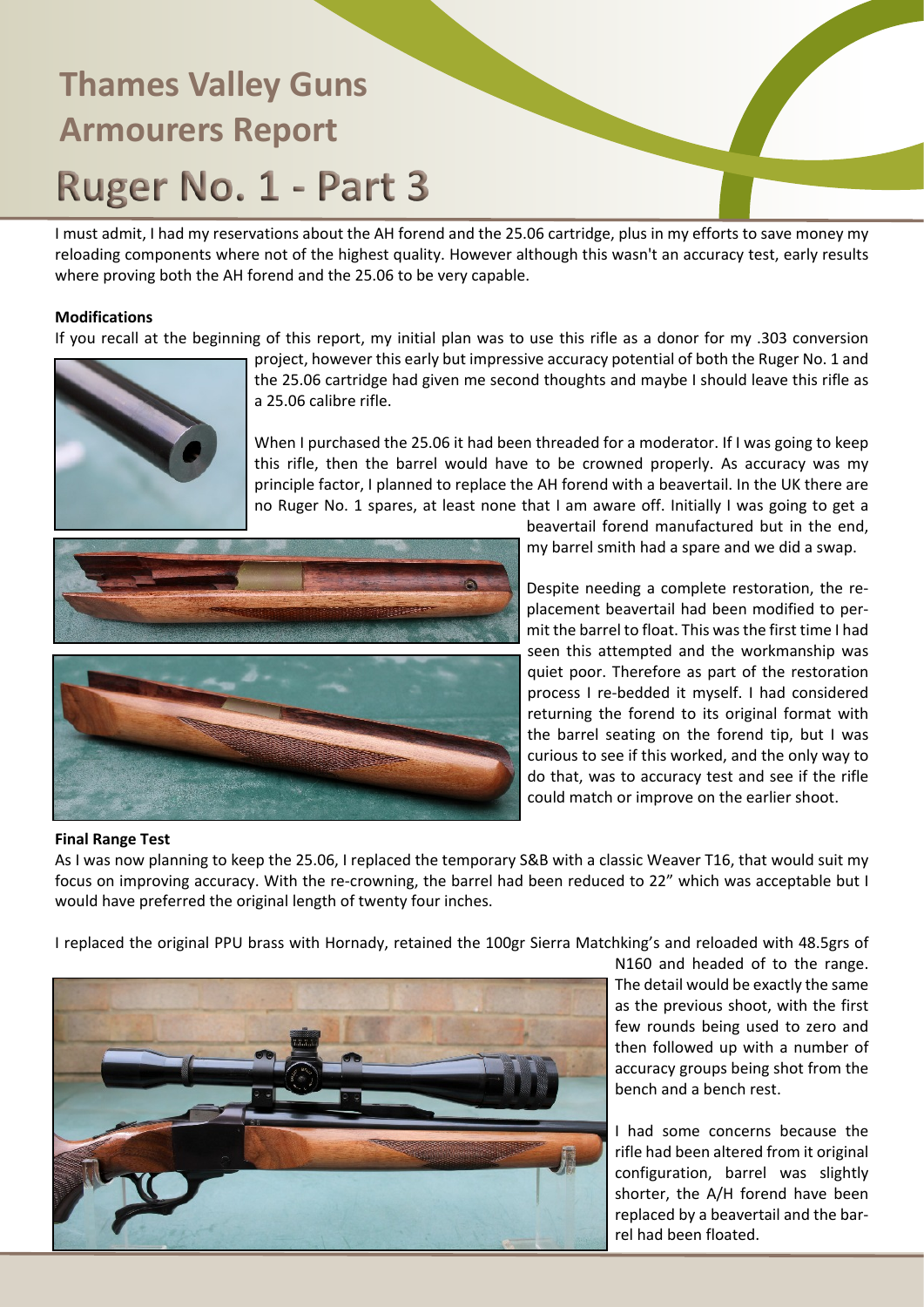# Thames Valley Guns Armourers Report

# Ruger No. 1 - Part 3

I must admit, I had my reservations about the AH forend and the 25.06 cartridge, plus in my efforts to save money my reloading components where not of the highest quality. However although this wasn't an accuracy test, early results where proving both the AH forend and the 25.06 to be very capable.

**Modifications**

If you recall at the beginning of this report, my initial plan was to use this rifle as a donor for my .303 conversion project, however this early but impressive accuracy potential of both the Ruger No. 1 and the 25.06 cartridge had given me second thoughts and maybe I should leave this rifle as a 25.06 calibre rifle.

When I purchased the 25.06 it had been threaded for a moderator. If I was going to keep this rifle, then the barrel would have to be crowned properly. As accuracy was my principle factor, I planned to replace the AH forend with a beavertail. In the UK there are no Ruger No. 1 spares, at least none that I am aware off. Initially I was going to get a beavertail forend manufactured but in the end, my barrel smith had a spare and we did a swap.

Despite needing a complete restoration, the replacement beavertail had been modified to permit the barrel to float. This was the first time I had seen this attempted and the workmanship was quiet poor. Therefore as part of the restoration process I re-bedded it myself. I had considered returning the forend to its original format with the barrel seating on the forend tip, but I was curious to see if this worked, and the only way to do that, was to accuracy test and see if the rifle could match or improve on the earlier shoot.

**Final Range Test**

As I was now planning to keep the 25.06, I replaced the temporary S&B with a classic Weaver T16, that would suit my focus on improving accuracy. With the re-crowning, the barrel had been reduced to 22" which was acceptable but I would have preferred the original length of twenty four inches.

I replaced the original PPU brass with Hornady, retained the 100gr Sierra Matchking's and reloaded with 48.5grs of N160 and headed of to the range. The detail would be exactly the same as the previous shoot, with the first few rounds being used to zero and then followed up with a number of accuracy groups being shot from the bench and a bench rest.

I had some concerns because the rifle had been altered from it original configuration, barrel was slightly shorter, the A/H forend have been replaced by a beavertail and the barrel had been floated.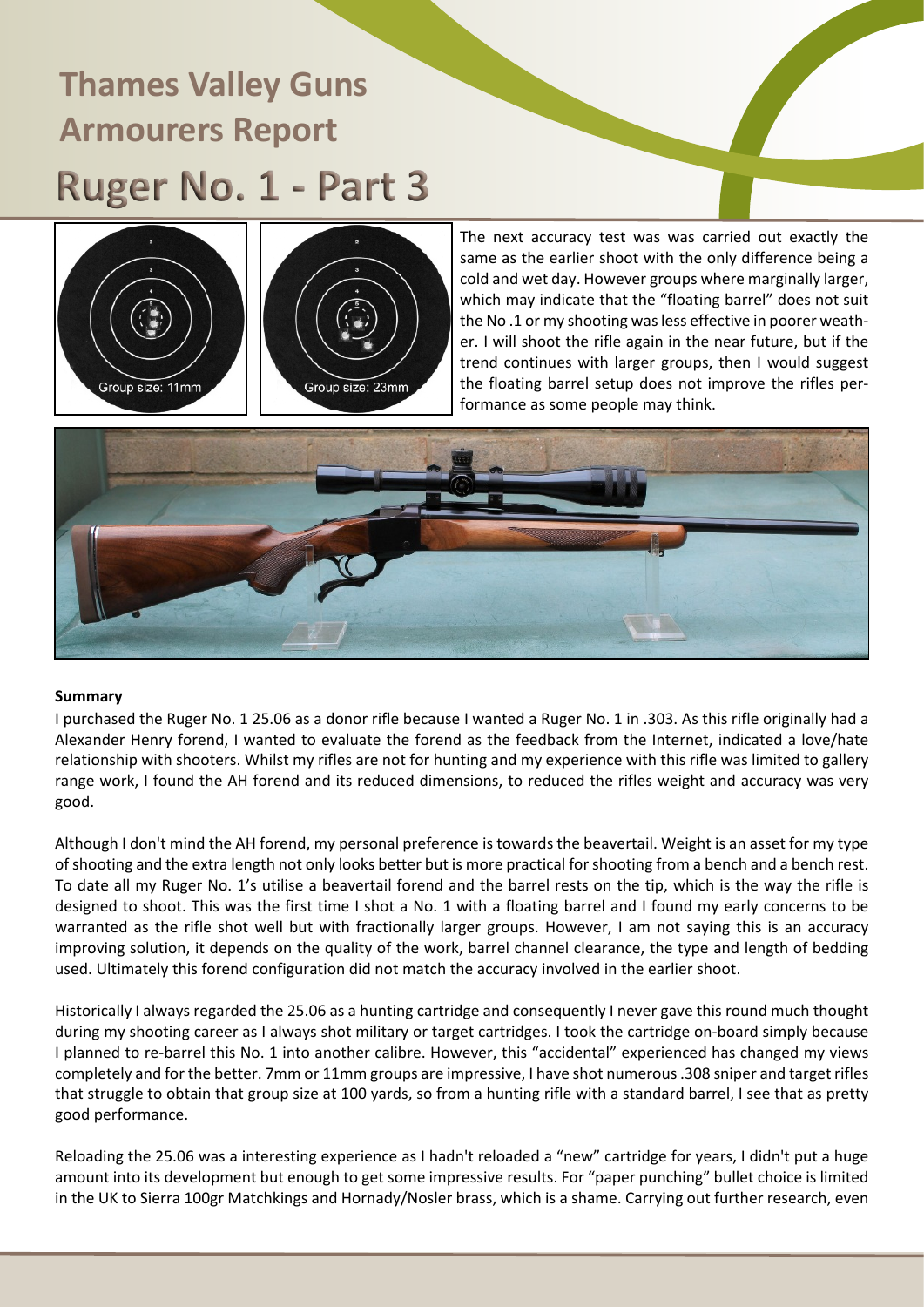# Thames Valley Guns Armourers Report

# Ruger No. 1 - Part 3

Group size: 11mm

Group size: 23mm

The next accuracy test was was carried out exactly the same as the earlier shoot with the only difference being a cold and wet day. However groups where marginally larger, which may indicate that the "floating barrel" does not suit the No .1 or my shooting was less effective in poorer weather. I will shoot the rifle again in the near future, but if the trend continues with larger groups, then I would suggest the floating barrel setup does not improve the rifles performance as some people may think.

**Summary**

I purchased the Ruger No. 1 25.06 as a donor rifle because I wanted a Ruger No. 1 in .303. As this rifle originally had a Alexander Henry forend, I wanted to evaluate the forend as the feedback from the Internet, indicated a love/hate relationship with shooters. Whilst my rifles are not for hunting and my experience with this rifle was limited to gallery range work, I found the AH forend and its reduced dimensions, to reduced the rifles weight and accuracy was very good.

Although I don't mind the AH forend, my personal preference is towards the beavertail. Weight is an asset for my type of shooting and the extra length not only looks better but is more practical for shooting from a bench and a bench rest. To date all my Ruger No. 1's utilise a beavertail forend and the barrel rests on the tip, which is the way the rifle is designed to shoot. This was the first time I shot a No. 1 with a floating barrel and I found my early concerns to be warranted as the rifle shot well but with fractionally larger groups. However, I am not saying this is an accuracy improving solution, it depends on the quality of the work, barrel channel clearance, the type and length of bedding used. Ultimately this forend configuration did not match the accuracy involved in the earlier shoot.

Historically I always regarded the 25.06 as a hunting cartridge and consequently I never gave this round much thought during my shooting career as I always shot military or target cartridges. I took the cartridge on-board simply because I planned to re-barrel this No. 1 into another calibre. However, this "accidental" experienced has changed my views completely and for the better. 7mm or 11mm groups are impressive, I have shot numerous .308 sniper and target rifles that struggle to obtain that group size at 100 yards, so from a hunting rifle with a standard barrel, I see that as pretty good performance.

Reloading the 25.06 was a interesting experience as I hadn't reloaded a "new" cartridge for years, I didn't put a huge amount into its development but enough to get some impressive results. For "paper punching" bullet choice is limited in the UK to Sierra 100gr Matchkings and Hornady/Nosler brass, which is a shame. Carrying out further research, even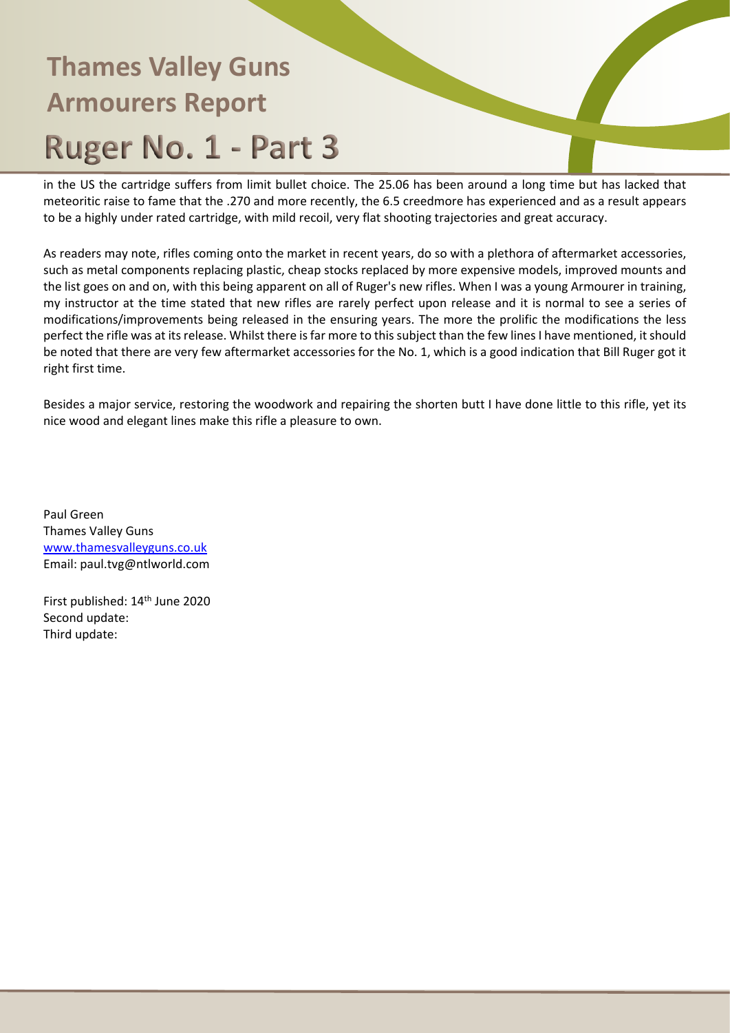in the US the cartridge suffers from limit bullet choice. The 25.06 has been around a long time but has lacked that meteoritic raise to fame that the .270 and more recently, the 6.5 creedmore has experienced and as a result appears to be a highly under rated cartridge, with mild recoil, very flat shooting trajectories and great accuracy.

As readers may note, rifles coming onto the market in recent years, do so with a plethora of aftermarket accessories, such as metal components replacing plastic, cheap stocks replaced by more expensive models, improved mounts and the list goes on and on, with this being apparent on all of Ruger's new rifles. When I was a young Armourer in training, my instructor at the time stated that new rifles are rarely perfect upon release and it is normal to see a series of modifications/improvements being released in the ensuring years. The more the prolific the modifications the less perfect the rifle was at its release. Whilst there is far more to this subject than the few lines I have mentioned, it should be noted that there are very few aftermarket accessories for the No. 1, which is a good indication that Bill Ruger got it right first time.

Besides a major service, restoring the woodwork and repairing the shorten butt I have done little to this rifle, yet its nice wood and elegant lines make this rifle a pleasure to own.

Paul Green
Thames Valley Guns
[www.thamesvalleyguns.co.uk](http://www.thamesvalleyguns.co.uk)
Email: paul.tvg@ntlworld.com

First published: 14th June 2020
Second update:
Third update: